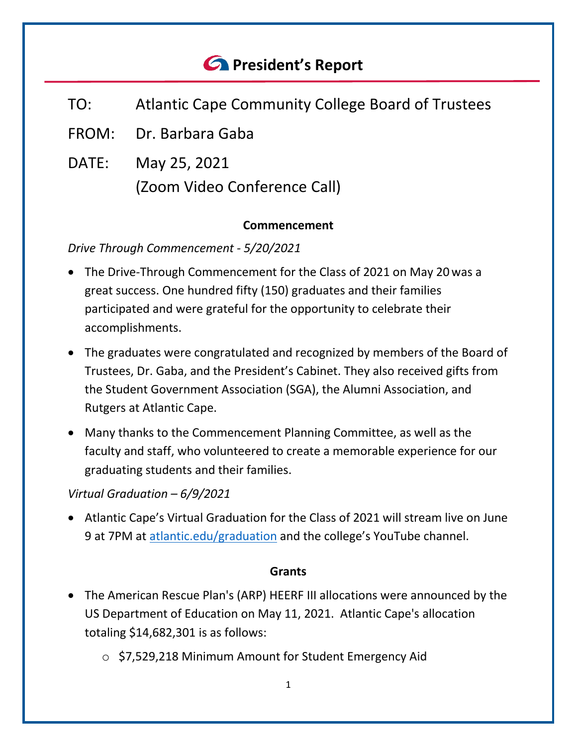# President's Report

TO: Atlantic Cape Community College Board of Trustees

FROM: Dr. Barbara Gaba

DATE: May 25, 2021
(Zoom Video Conference Call)

## Commencement

*Drive Through Commencement - 5/20/2021*

- The Drive-Through Commencement for the Class of 2021 on May 20 was a great success. One hundred fifty (150) graduates and their families participated and were grateful for the opportunity to celebrate their accomplishments.
- The graduates were congratulated and recognized by members of the Board of Trustees, Dr. Gaba, and the President's Cabinet. They also received gifts from the Student Government Association (SGA), the Alumni Association, and Rutgers at Atlantic Cape.
- Many thanks to the Commencement Planning Committee, as well as the faculty and staff, who volunteered to create a memorable experience for our graduating students and their families.

*Virtual Graduation – 6/9/2021*

- Atlantic Cape's Virtual Graduation for the Class of 2021 will stream live on June 9 at 7PM at [atlantic.edu/graduation](atlantic.edu/graduation) and the college's YouTube channel.

## Grants

- The American Rescue Plan's (ARP) HEERF III allocations were announced by the US Department of Education on May 11, 2021. Atlantic Cape's allocation totaling $14,682,301 is as follows:
  - $7,529,218 Minimum Amount for Student Emergency Aid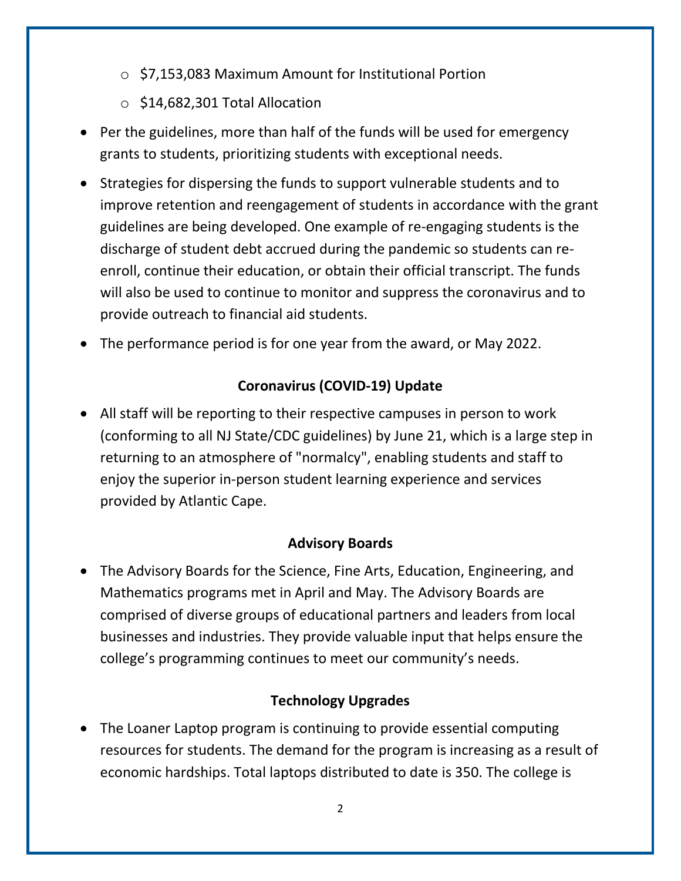- $7,153,083 Maximum Amount for Institutional Portion
  - $14,682,301 Total Allocation
- Per the guidelines, more than half of the funds will be used for emergency grants to students, prioritizing students with exceptional needs.
- Strategies for dispersing the funds to support vulnerable students and to improve retention and reengagement of students in accordance with the grant guidelines are being developed. One example of re-engaging students is the discharge of student debt accrued during the pandemic so students can re-enroll, continue their education, or obtain their official transcript. The funds will also be used to continue to monitor and suppress the coronavirus and to provide outreach to financial aid students.
- The performance period is for one year from the award, or May 2022.

## Coronavirus (COVID-19) Update

- All staff will be reporting to their respective campuses in person to work (conforming to all NJ State/CDC guidelines) by June 21, which is a large step in returning to an atmosphere of "normalcy", enabling students and staff to enjoy the superior in-person student learning experience and services provided by Atlantic Cape.

## Advisory Boards

- The Advisory Boards for the Science, Fine Arts, Education, Engineering, and Mathematics programs met in April and May. The Advisory Boards are comprised of diverse groups of educational partners and leaders from local businesses and industries. They provide valuable input that helps ensure the college's programming continues to meet our community's needs.

## Technology Upgrades

- The Loaner Laptop program is continuing to provide essential computing resources for students. The demand for the program is increasing as a result of economic hardships. Total laptops distributed to date is 350. The college is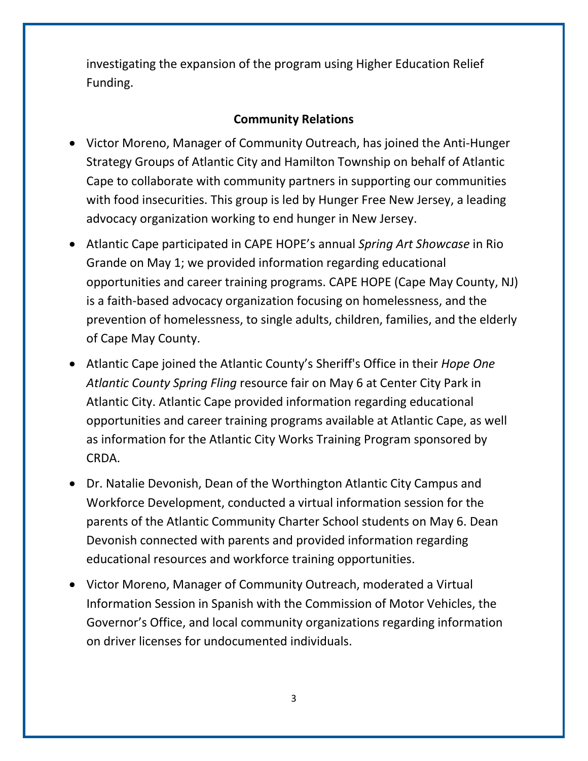investigating the expansion of the program using Higher Education Relief Funding.

## Community Relations

- Victor Moreno, Manager of Community Outreach, has joined the Anti-Hunger Strategy Groups of Atlantic City and Hamilton Township on behalf of Atlantic Cape to collaborate with community partners in supporting our communities with food insecurities. This group is led by Hunger Free New Jersey, a leading advocacy organization working to end hunger in New Jersey.
- Atlantic Cape participated in CAPE HOPE's annual *Spring Art Showcase* in Rio Grande on May 1; we provided information regarding educational opportunities and career training programs. CAPE HOPE (Cape May County, NJ) is a faith-based advocacy organization focusing on homelessness, and the prevention of homelessness, to single adults, children, families, and the elderly of Cape May County.
- Atlantic Cape joined the Atlantic County's Sheriff's Office in their *Hope One Atlantic County Spring Fling* resource fair on May 6 at Center City Park in Atlantic City. Atlantic Cape provided information regarding educational opportunities and career training programs available at Atlantic Cape, as well as information for the Atlantic City Works Training Program sponsored by CRDA.
- Dr. Natalie Devonish, Dean of the Worthington Atlantic City Campus and Workforce Development, conducted a virtual information session for the parents of the Atlantic Community Charter School students on May 6. Dean Devonish connected with parents and provided information regarding educational resources and workforce training opportunities.
- Victor Moreno, Manager of Community Outreach, moderated a Virtual Information Session in Spanish with the Commission of Motor Vehicles, the Governor's Office, and local community organizations regarding information on driver licenses for undocumented individuals.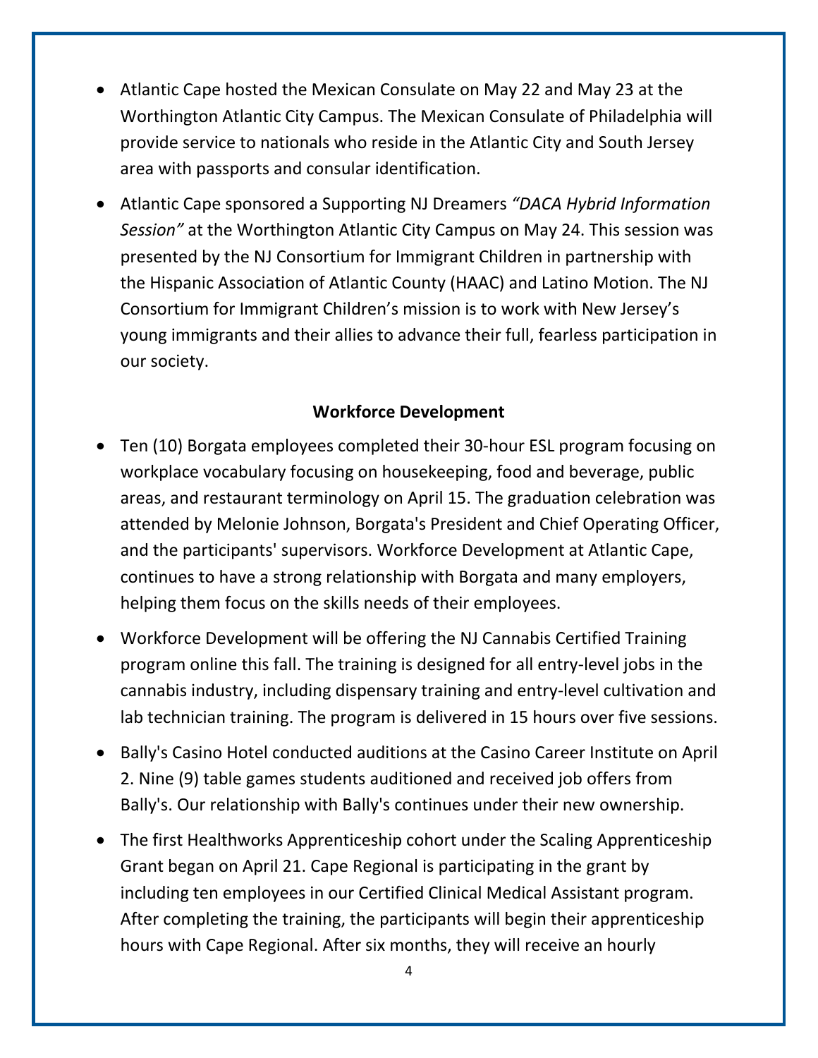- Atlantic Cape hosted the Mexican Consulate on May 22 and May 23 at the Worthington Atlantic City Campus. The Mexican Consulate of Philadelphia will provide service to nationals who reside in the Atlantic City and South Jersey area with passports and consular identification.
- Atlantic Cape sponsored a Supporting NJ Dreamers *"DACA Hybrid Information Session"* at the Worthington Atlantic City Campus on May 24. This session was presented by the NJ Consortium for Immigrant Children in partnership with the Hispanic Association of Atlantic County (HAAC) and Latino Motion. The NJ Consortium for Immigrant Children's mission is to work with New Jersey's young immigrants and their allies to advance their full, fearless participation in our society.

**Workforce Development**

- Ten (10) Borgata employees completed their 30-hour ESL program focusing on workplace vocabulary focusing on housekeeping, food and beverage, public areas, and restaurant terminology on April 15. The graduation celebration was attended by Melonie Johnson, Borgata's President and Chief Operating Officer, and the participants' supervisors. Workforce Development at Atlantic Cape, continues to have a strong relationship with Borgata and many employers, helping them focus on the skills needs of their employees.
- Workforce Development will be offering the NJ Cannabis Certified Training program online this fall. The training is designed for all entry-level jobs in the cannabis industry, including dispensary training and entry-level cultivation and lab technician training. The program is delivered in 15 hours over five sessions.
- Bally's Casino Hotel conducted auditions at the Casino Career Institute on April 2. Nine (9) table games students auditioned and received job offers from Bally's. Our relationship with Bally's continues under their new ownership.
- The first Healthworks Apprenticeship cohort under the Scaling Apprenticeship Grant began on April 21. Cape Regional is participating in the grant by including ten employees in our Certified Clinical Medical Assistant program. After completing the training, the participants will begin their apprenticeship hours with Cape Regional. After six months, they will receive an hourly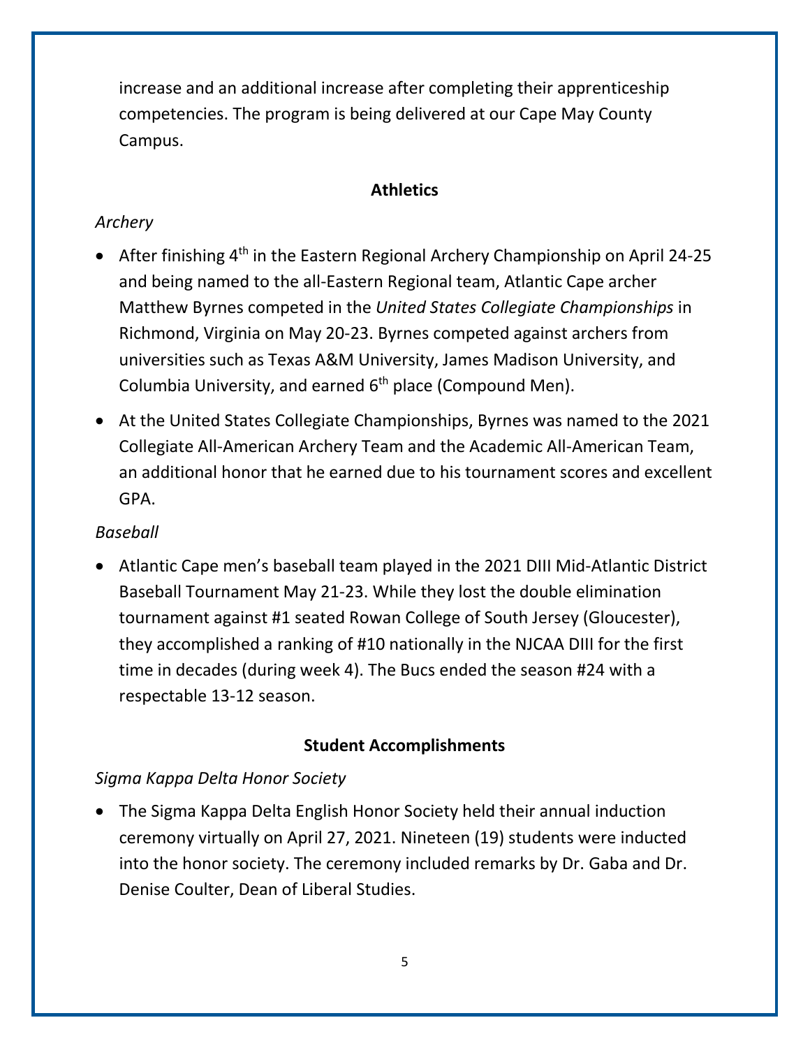increase and an additional increase after completing their apprenticeship competencies. The program is being delivered at our Cape May County Campus.

## Athletics

*Archery*

- After finishing 4th in the Eastern Regional Archery Championship on April 24-25 and being named to the all-Eastern Regional team, Atlantic Cape archer Matthew Byrnes competed in the *United States Collegiate Championships* in Richmond, Virginia on May 20-23. Byrnes competed against archers from universities such as Texas A&M University, James Madison University, and Columbia University, and earned 6th place (Compound Men).
- At the United States Collegiate Championships, Byrnes was named to the 2021 Collegiate All-American Archery Team and the Academic All-American Team, an additional honor that he earned due to his tournament scores and excellent GPA.

*Baseball*

- Atlantic Cape men's baseball team played in the 2021 DIII Mid-Atlantic District Baseball Tournament May 21-23. While they lost the double elimination tournament against #1 seated Rowan College of South Jersey (Gloucester), they accomplished a ranking of #10 nationally in the NJCAA DIII for the first time in decades (during week 4). The Bucs ended the season #24 with a respectable 13-12 season.

## Student Accomplishments

*Sigma Kappa Delta Honor Society*

- The Sigma Kappa Delta English Honor Society held their annual induction ceremony virtually on April 27, 2021. Nineteen (19) students were inducted into the honor society. The ceremony included remarks by Dr. Gaba and Dr. Denise Coulter, Dean of Liberal Studies.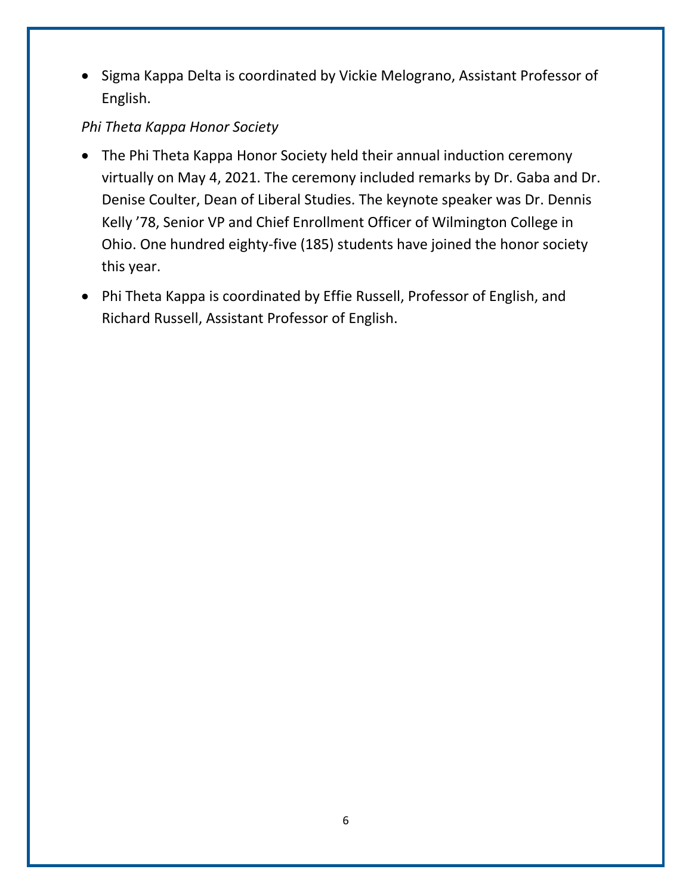- Sigma Kappa Delta is coordinated by Vickie Melograno, Assistant Professor of English.

*Phi Theta Kappa Honor Society*

- The Phi Theta Kappa Honor Society held their annual induction ceremony virtually on May 4, 2021. The ceremony included remarks by Dr. Gaba and Dr. Denise Coulter, Dean of Liberal Studies. The keynote speaker was Dr. Dennis Kelly '78, Senior VP and Chief Enrollment Officer of Wilmington College in Ohio. One hundred eighty-five (185) students have joined the honor society this year.
- Phi Theta Kappa is coordinated by Effie Russell, Professor of English, and Richard Russell, Assistant Professor of English.